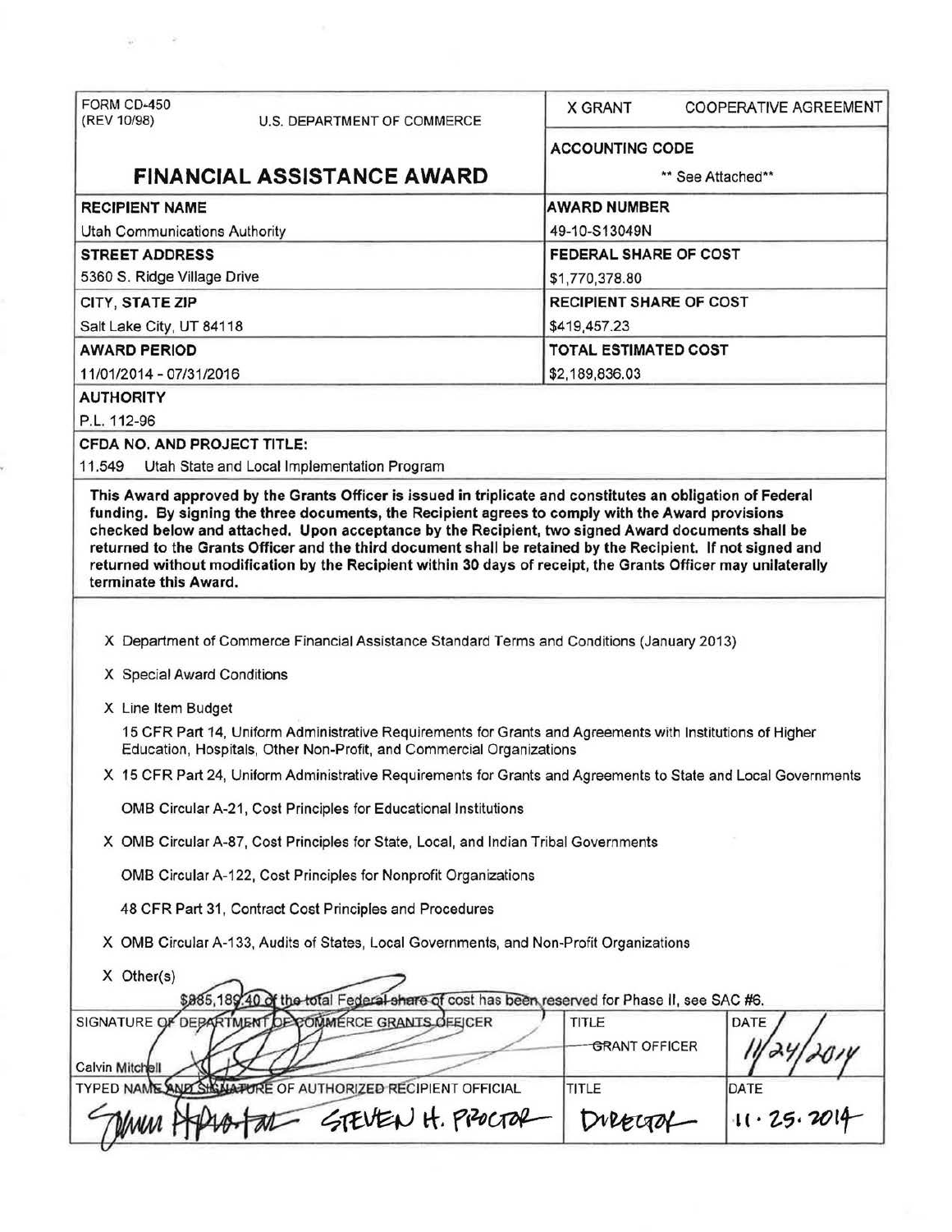| FORM CD-450 (REV 10/98) U.S. DEPARTMENT OF COMMERCE | X GRANT COOPERATIVE AGREEMENT |
|---|---|
| **FINANCIAL ASSISTANCE AWARD** | **ACCOUNTING CODE** ** See Attached** |
| **RECIPIENT NAME** Utah Communications Authority | **AWARD NUMBER** 49-10-S13049N |
| **STREET ADDRESS** 5360 S. Ridge Village Drive | **FEDERAL SHARE OF COST** $1,770,378.80 |
| **CITY, STATE ZIP** Salt Lake City, UT 84118 | **RECIPIENT SHARE OF COST** $419,457.23 |
| **AWARD PERIOD** 11/01/2014 - 07/31/2016 | **TOTAL ESTIMATED COST** $2,189,836.03 |

**AUTHORITY**

P.L. 112-96

**CFDA NO. AND PROJECT TITLE:**

11.549 Utah State and Local Implementation Program

**This Award approved by the Grants Officer is issued in triplicate and constitutes an obligation of Federal funding. By signing the three documents, the Recipient agrees to comply with the Award provisions checked below and attached. Upon acceptance by the Recipient, two signed Award documents shall be returned to the Grants Officer and the third document shall be retained by the Recipient. If not signed and returned without modification by the Recipient within 30 days of receipt, the Grants Officer may unilaterally terminate this Award.**

X Department of Commerce Financial Assistance Standard Terms and Conditions (January 2013)

X Special Award Conditions

X Line Item Budget

15 CFR Part 14, Uniform Administrative Requirements for Grants and Agreements with Institutions of Higher Education, Hospitals, Other Non-Profit, and Commercial Organizations

X 15 CFR Part 24, Uniform Administrative Requirements for Grants and Agreements to State and Local Governments

OMB Circular A-21, Cost Principles for Educational Institutions

X OMB Circular A-87, Cost Principles for State, Local, and Indian Tribal Governments

OMB Circular A-122, Cost Principles for Nonprofit Organizations

48 CFR Part 31, Contract Cost Principles and Procedures

X OMB Circular A-133, Audits of States, Local Governments, and Non-Profit Organizations

X Other(s)

$885,189.40 of the total Federal share of cost has been reserved for Phase II, see SAC #6.

| SIGNATURE OF DEPARTMENT OF COMMERCE GRANTS OFFICER | TITLE | DATE |
|---|---|---|
| Calvin Mitchell | GRANT OFFICER | 11/24/2014 |
| **TYPED NAME AND SIGNATURE OF AUTHORIZED RECIPIENT OFFICIAL** | **TITLE** | **DATE** |
| Steven H. Proctor | Director | 11.25.2014 |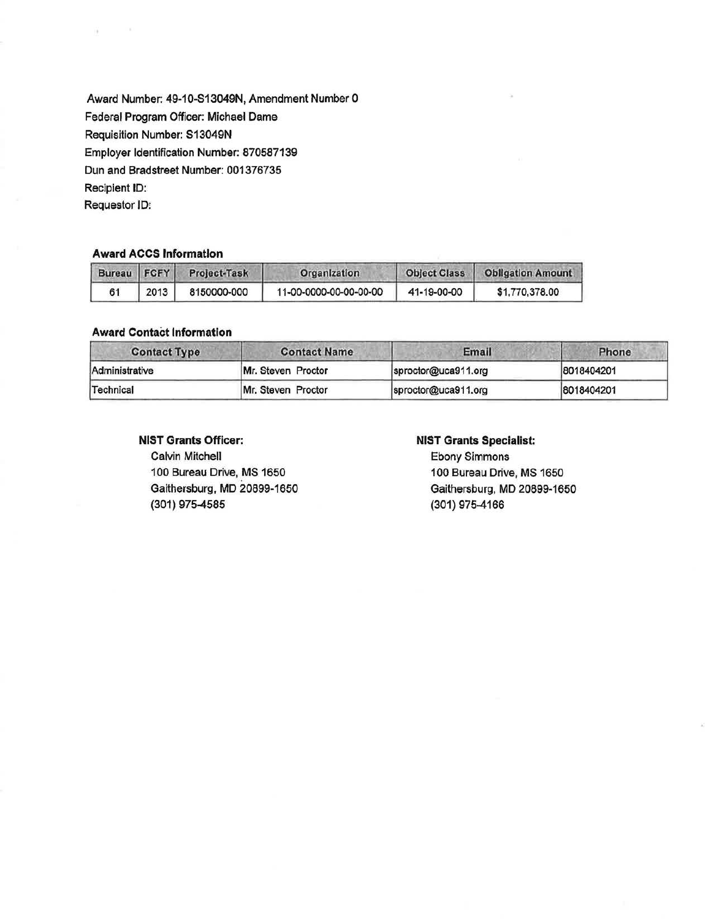Award Number: 49-10-S13049N, Amendment Number 0
Federal Program Officer: Michael Dame
Requisition Number: S13049N
Employer Identification Number: 870587139
Dun and Bradstreet Number: 001376735
Recipient ID:
Requestor ID:

### Award ACCS Information

| Bureau | FCFY | Project-Task | Organization | Object Class | Obligation Amount |
|---|---|---|---|---|---|
| 61 | 2013 | 8150000-000 | 11-00-0000-00-00-00-00 | 41-19-00-00 | $1,770,378.00 |

### Award Contact Information

| Contact Type | Contact Name | Email | Phone |
|---|---|---|---|
| Administrative | Mr. Steven Proctor | sproctor@uca911.org | 8018404201 |
| Technical | Mr. Steven Proctor | sproctor@uca911.org | 8018404201 |

**NIST Grants Officer:**
Calvin Mitchell
100 Bureau Drive, MS 1650
Gaithersburg, MD 20899-1650
(301) 975-4585

**NIST Grants Specialist:**
Ebony Simmons
100 Bureau Drive, MS 1650
Gaithersburg, MD 20899-1650
(301) 975-4166